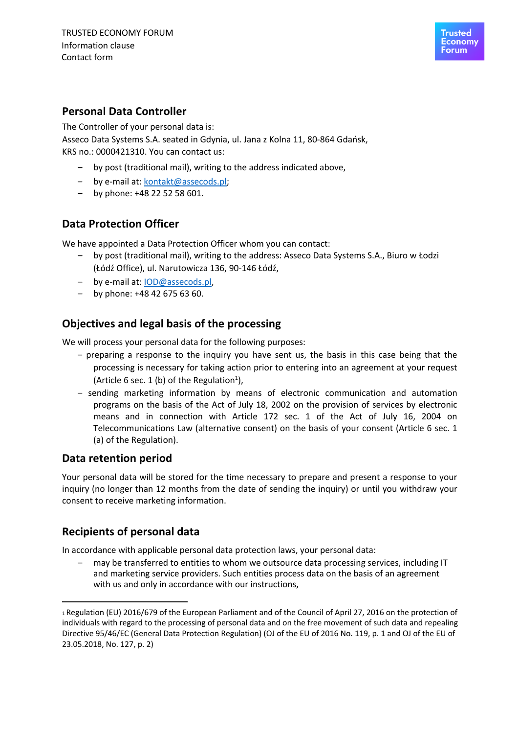TRUSTED ECONOMY FORUM
Information clause
Contact form

## Personal Data Controller

The Controller of your personal data is:
Asseco Data Systems S.A. seated in Gdynia, ul. Jana z Kolna 11, 80-864 Gdańsk, KRS no.: 0000421310. You can contact us:

- by post (traditional mail), writing to the address indicated above,
- by e-mail at: kontakt@assecods.pl;
- by phone: +48 22 52 58 601.

## Data Protection Officer

We have appointed a Data Protection Officer whom you can contact:

- by post (traditional mail), writing to the address: Asseco Data Systems S.A., Biuro w Łodzi (Łódź Office), ul. Narutowicza 136, 90-146 Łódź,
- by e-mail at: IOD@assecods.pl,
- by phone: +48 42 675 63 60.

## Objectives and legal basis of the processing

We will process your personal data for the following purposes:

- preparing a response to the inquiry you have sent us, the basis in this case being that the processing is necessary for taking action prior to entering into an agreement at your request (Article 6 sec. 1 (b) of the Regulation[1]),
- sending marketing information by means of electronic communication and automation programs on the basis of the Act of July 18, 2002 on the provision of services by electronic means and in connection with Article 172 sec. 1 of the Act of July 16, 2004 on Telecommunications Law (alternative consent) on the basis of your consent (Article 6 sec. 1 (a) of the Regulation).

## Data retention period

Your personal data will be stored for the time necessary to prepare and present a response to your inquiry (no longer than 12 months from the date of sending the inquiry) or until you withdraw your consent to receive marketing information.

## Recipients of personal data

In accordance with applicable personal data protection laws, your personal data:

- may be transferred to entities to whom we outsource data processing services, including IT and marketing service providers. Such entities process data on the basis of an agreement with us and only in accordance with our instructions,

---

[1] Regulation (EU) 2016/679 of the European Parliament and of the Council of April 27, 2016 on the protection of individuals with regard to the processing of personal data and on the free movement of such data and repealing Directive 95/46/EC (General Data Protection Regulation) (OJ of the EU of 2016 No. 119, p. 1 and OJ of the EU of 23.05.2018, No. 127, p. 2)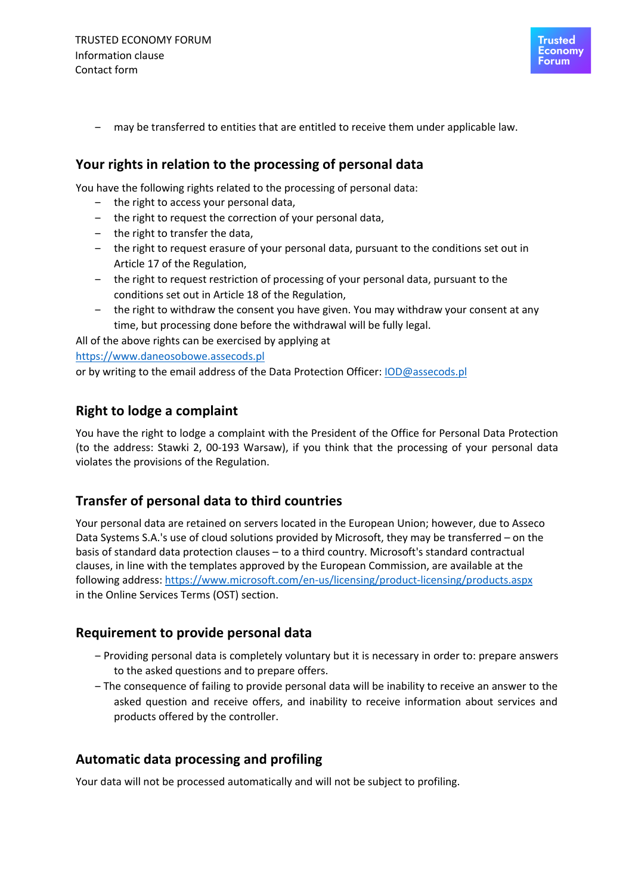- may be transferred to entities that are entitled to receive them under applicable law.

## Your rights in relation to the processing of personal data

You have the following rights related to the processing of personal data:

- the right to access your personal data,
- the right to request the correction of your personal data,
- the right to transfer the data,
- the right to request erasure of your personal data, pursuant to the conditions set out in Article 17 of the Regulation,
- the right to request restriction of processing of your personal data, pursuant to the conditions set out in Article 18 of the Regulation,
- the right to withdraw the consent you have given. You may withdraw your consent at any time, but processing done before the withdrawal will be fully legal.

All of the above rights can be exercised by applying at
https://www.daneosobowe.assecods.pl
or by writing to the email address of the Data Protection Officer: IOD@assecods.pl

## Right to lodge a complaint

You have the right to lodge a complaint with the President of the Office for Personal Data Protection (to the address: Stawki 2, 00-193 Warsaw), if you think that the processing of your personal data violates the provisions of the Regulation.

## Transfer of personal data to third countries

Your personal data are retained on servers located in the European Union; however, due to Asseco Data Systems S.A.'s use of cloud solutions provided by Microsoft, they may be transferred – on the basis of standard data protection clauses – to a third country. Microsoft's standard contractual clauses, in line with the templates approved by the European Commission, are available at the following address: https://www.microsoft.com/en-us/licensing/product-licensing/products.aspx in the Online Services Terms (OST) section.

## Requirement to provide personal data

- Providing personal data is completely voluntary but it is necessary in order to: prepare answers to the asked questions and to prepare offers.
- The consequence of failing to provide personal data will be inability to receive an answer to the asked question and receive offers, and inability to receive information about services and products offered by the controller.

## Automatic data processing and profiling

Your data will not be processed automatically and will not be subject to profiling.